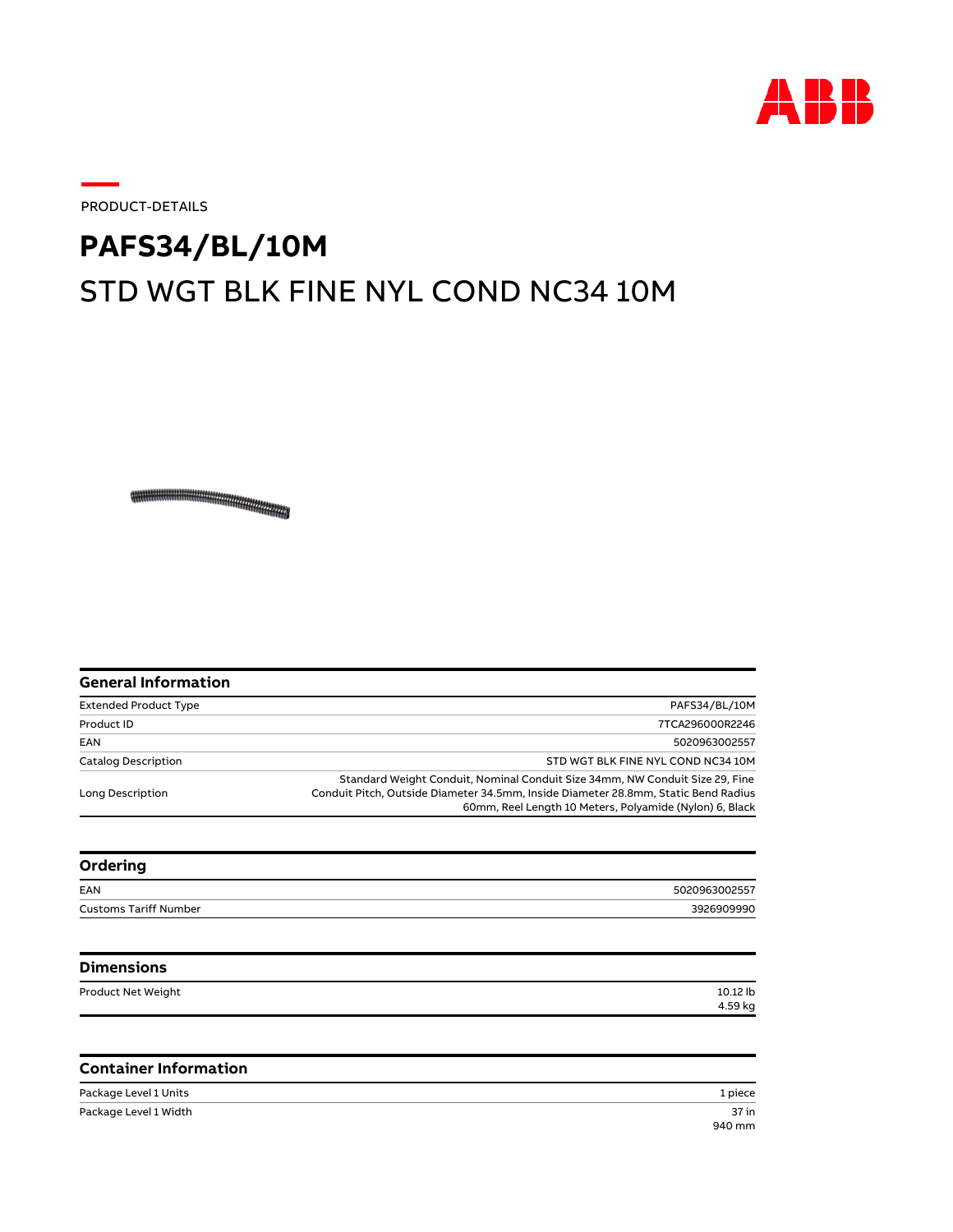PRODUCT-DETAILS

# PAFS34/BL/10M

## STD WGT BLK FINE NYL COND NC34 10M

### General Information

| | |
|---|---|
| Extended Product Type | PAFS34/BL/10M |
| Product ID | 7TCA296000R2246 |
| EAN | 5020963002557 |
| Catalog Description | STD WGT BLK FINE NYL COND NC34 10M |
| Long Description | Standard Weight Conduit, Nominal Conduit Size 34mm, NW Conduit Size 29, Fine Conduit Pitch, Outside Diameter 34.5mm, Inside Diameter 28.8mm, Static Bend Radius 60mm, Reel Length 10 Meters, Polyamide (Nylon) 6, Black |

### Ordering

| | |
|---|---|
| EAN | 5020963002557 |
| Customs Tariff Number | 3926909990 |

### Dimensions

| | |
|---|---|
| Product Net Weight | 10.12 lb<br>4.59 kg |

### Container Information

| | |
|---|---|
| Package Level 1 Units | 1 piece |
| Package Level 1 Width | 37 in<br>940 mm |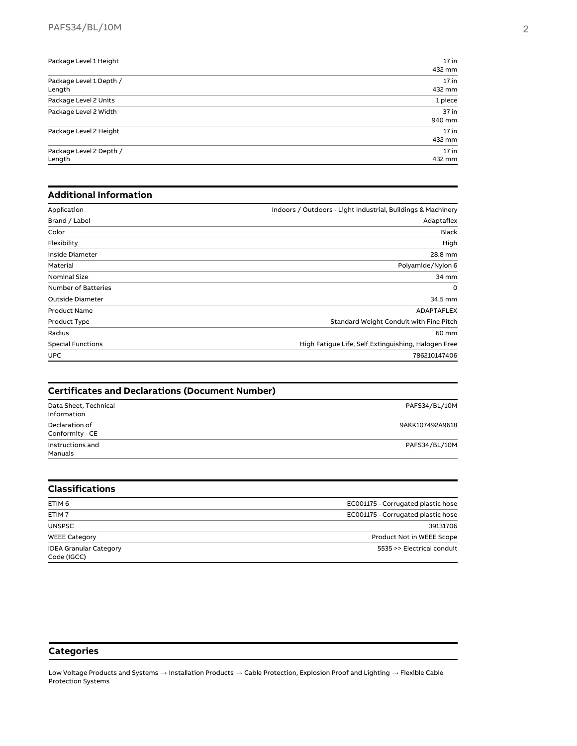| | |
|---|---|
| Package Level 1 Height | 17 in<br>432 mm |
| Package Level 1 Depth / Length | 17 in<br>432 mm |
| Package Level 2 Units | 1 piece |
| Package Level 2 Width | 37 in<br>940 mm |
| Package Level 2 Height | 17 in<br>432 mm |
| Package Level 2 Depth / Length | 17 in<br>432 mm |

## Additional Information

| | |
|---|---|
| Application | Indoors / Outdoors - Light Industrial, Buildings & Machinery |
| Brand / Label | Adaptaflex |
| Color | Black |
| Flexibility | High |
| Inside Diameter | 28.8 mm |
| Material | Polyamide/Nylon 6 |
| Nominal Size | 34 mm |
| Number of Batteries | 0 |
| Outside Diameter | 34.5 mm |
| Product Name | ADAPTAFLEX |
| Product Type | Standard Weight Conduit with Fine Pitch |
| Radius | 60 mm |
| Special Functions | High Fatigue Life, Self Extinguishing, Halogen Free |
| UPC | 786210147406 |

## Certificates and Declarations (Document Number)

| | |
|---|---|
| Data Sheet, Technical Information | PAFS34/BL/10M |
| Declaration of Conformity - CE | 9AKK107492A9618 |
| Instructions and Manuals | PAFS34/BL/10M |

## Classifications

| | |
|---|---|
| ETIM 6 | EC001175 - Corrugated plastic hose |
| ETIM 7 | EC001175 - Corrugated plastic hose |
| UNSPSC | 39131706 |
| WEEE Category | Product Not in WEEE Scope |
| IDEA Granular Category Code (IGCC) | 5535 >> Electrical conduit |

## Categories

Low Voltage Products and Systems → Installation Products → Cable Protection, Explosion Proof and Lighting → Flexible Cable Protection Systems